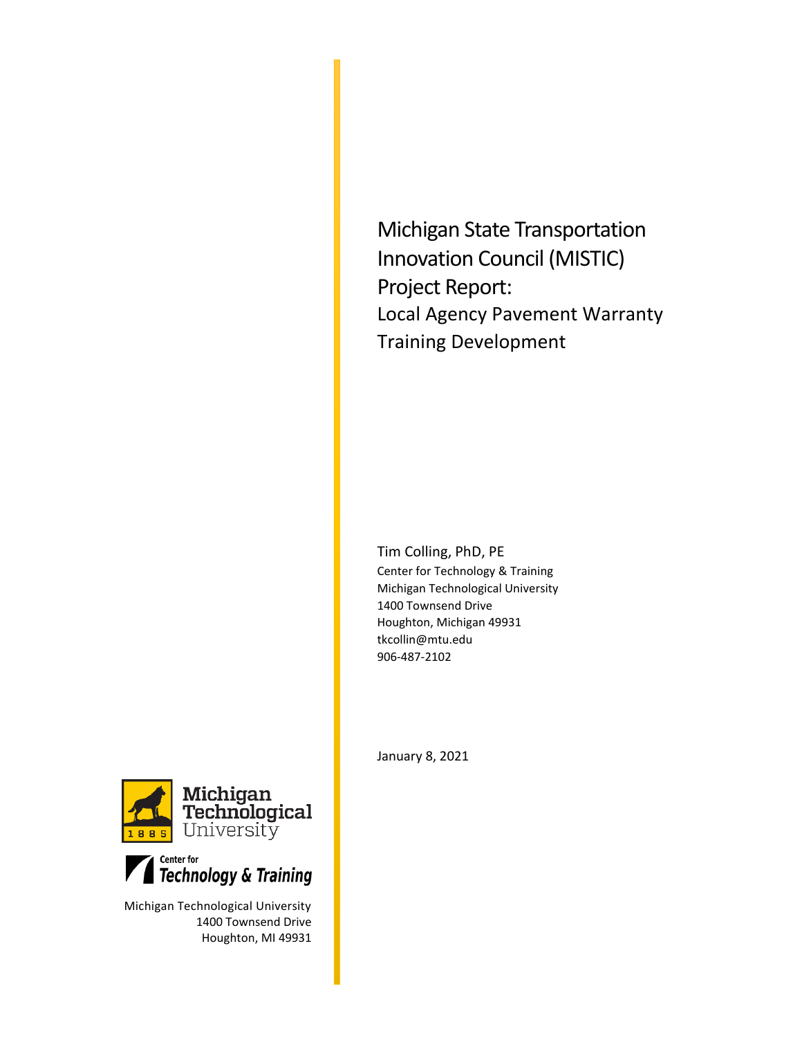# Michigan State Transportation Innovation Council (MISTIC) Project Report:

## Local Agency Pavement Warranty Training Development

Tim Colling, PhD, PE
Center for Technology & Training
Michigan Technological University
1400 Townsend Drive
Houghton, Michigan 49931
tkcollin@mtu.edu
906-487-2102

January 8, 2021

Michigan Technological University
1400 Townsend Drive
Houghton, MI 49931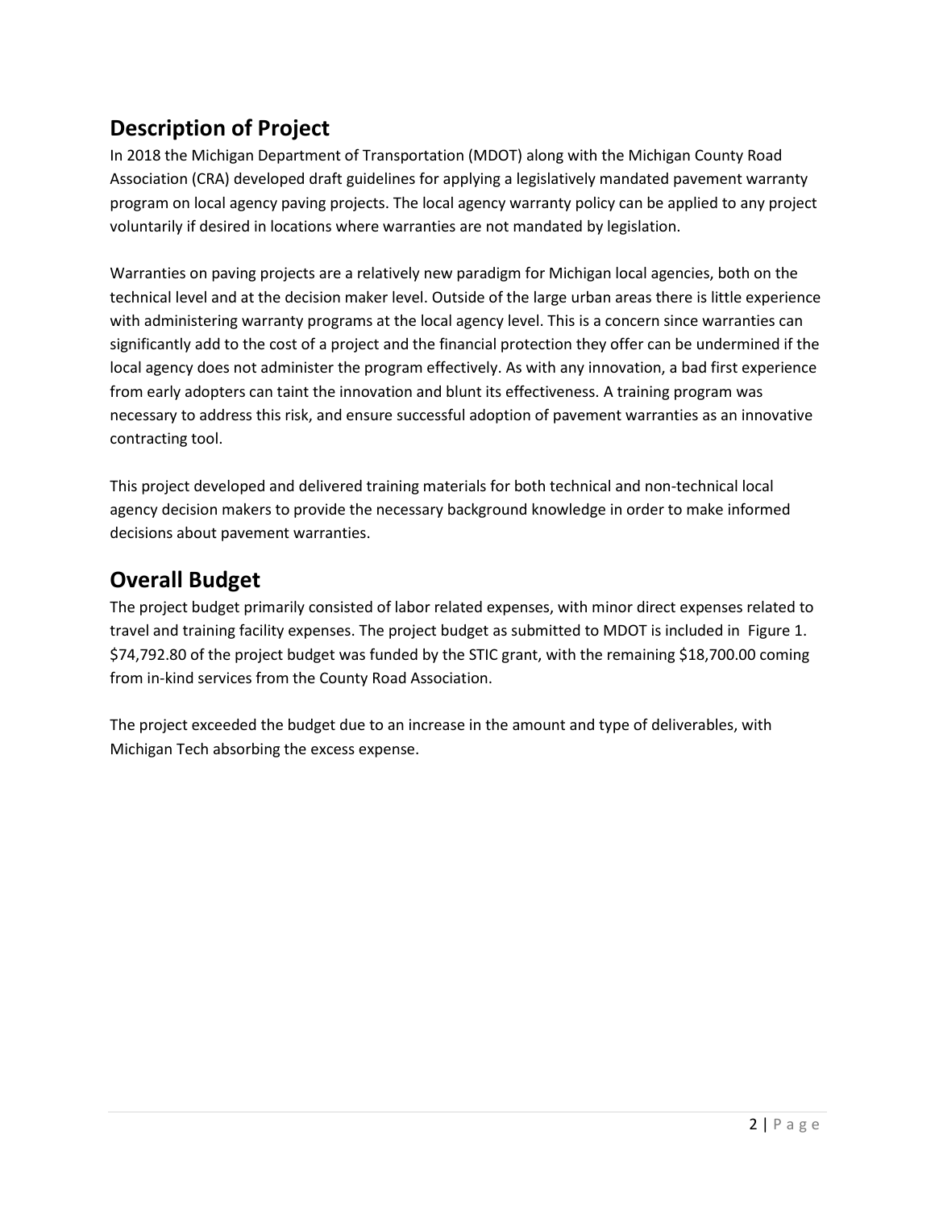## Description of Project

In 2018 the Michigan Department of Transportation (MDOT) along with the Michigan County Road Association (CRA) developed draft guidelines for applying a legislatively mandated pavement warranty program on local agency paving projects. The local agency warranty policy can be applied to any project voluntarily if desired in locations where warranties are not mandated by legislation.

Warranties on paving projects are a relatively new paradigm for Michigan local agencies, both on the technical level and at the decision maker level. Outside of the large urban areas there is little experience with administering warranty programs at the local agency level. This is a concern since warranties can significantly add to the cost of a project and the financial protection they offer can be undermined if the local agency does not administer the program effectively. As with any innovation, a bad first experience from early adopters can taint the innovation and blunt its effectiveness. A training program was necessary to address this risk, and ensure successful adoption of pavement warranties as an innovative contracting tool.

This project developed and delivered training materials for both technical and non-technical local agency decision makers to provide the necessary background knowledge in order to make informed decisions about pavement warranties.

## Overall Budget

The project budget primarily consisted of labor related expenses, with minor direct expenses related to travel and training facility expenses. The project budget as submitted to MDOT is included in Figure 1. $74,792.80 of the project budget was funded by the STIC grant, with the remaining $18,700.00 coming from in-kind services from the County Road Association.

The project exceeded the budget due to an increase in the amount and type of deliverables, with Michigan Tech absorbing the excess expense.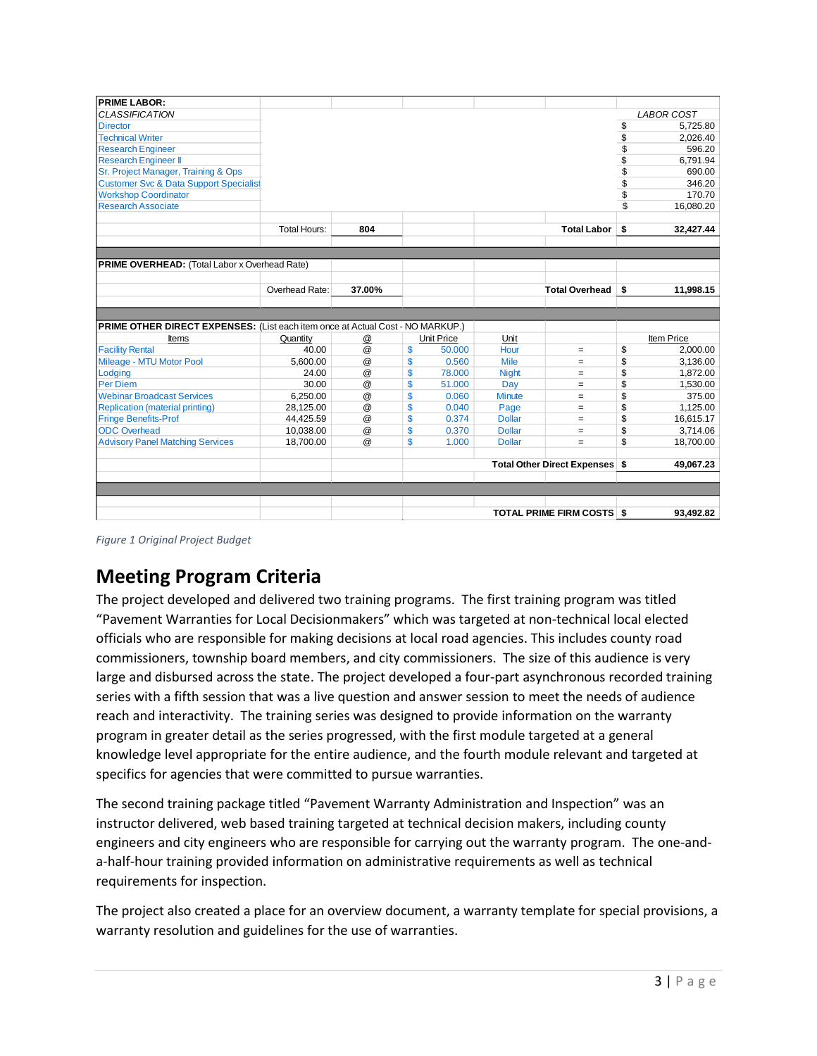| | | | | | | |
|---|---|---|---|---|---|---|
| **PRIME LABOR:** | | | | | | |
| *CLASSIFICATION* | | | | | | *LABOR COST* |
| Director | | | | | | $ 5,725.80 |
| Technical Writer | | | | | | $ 2,026.40 |
| Research Engineer | | | | | | $ 596.20 |
| Research Engineer II | | | | | | $ 6,791.94 |
| Sr. Project Manager, Training & Ops | | | | | | $ 690.00 |
| Customer Svc & Data Support Specialist | | | | | | $ 346.20 |
| Workshop Coordinator | | | | | | $ 170.70 |
| Research Associate | | | | | | $ 16,080.20 |
| | Total Hours: | **804** | | | **Total Labor** | **$ 32,427.44** |
| **PRIME OVERHEAD:** (Total Labor x Overhead Rate) | | | | | | |
| | Overhead Rate: | **37.00%** | | | **Total Overhead** | **$ 11,998.15** |
| **PRIME OTHER DIRECT EXPENSES:** (List each item once at Actual Cost - NO MARKUP.) | | | | | | |
| Items | Quantity | @ | Unit Price | Unit | | Item Price |
| Facility Rental | 40.00 | @ | $ 50.000 | Hour | = | $ 2,000.00 |
| Mileage - MTU Motor Pool | 5,600.00 | @ | $ 0.560 | Mile | = | $ 3,136.00 |
| Lodging | 24.00 | @ | $ 78.000 | Night | = | $ 1,872.00 |
| Per Diem | 30.00 | @ | $ 51.000 | Day | = | $ 1,530.00 |
| Webinar Broadcast Services | 6,250.00 | @ | $ 0.060 | Minute | = | $ 375.00 |
| Replication (material printing) | 28,125.00 | @ | $ 0.040 | Page | = | $ 1,125.00 |
| Fringe Benefits-Prof | 44,425.59 | @ | $ 0.374 | Dollar | = | $ 16,615.17 |
| ODC Overhead | 10,038.00 | @ | $ 0.370 | Dollar | = | $ 3,714.06 |
| Advisory Panel Matching Services | 18,700.00 | @ | $ 1.000 | Dollar | = | $ 18,700.00 |
| | | | | **Total Other Direct Expenses** | | **$ 49,067.23** |
| | | | | **TOTAL PRIME FIRM COSTS** | | **$ 93,492.82** |

*Figure 1 Original Project Budget*

## Meeting Program Criteria

The project developed and delivered two training programs. The first training program was titled "Pavement Warranties for Local Decisionmakers" which was targeted at non-technical local elected officials who are responsible for making decisions at local road agencies. This includes county road commissioners, township board members, and city commissioners. The size of this audience is very large and disbursed across the state. The project developed a four-part asynchronous recorded training series with a fifth session that was a live question and answer session to meet the needs of audience reach and interactivity. The training series was designed to provide information on the warranty program in greater detail as the series progressed, with the first module targeted at a general knowledge level appropriate for the entire audience, and the fourth module relevant and targeted at specifics for agencies that were committed to pursue warranties.

The second training package titled "Pavement Warranty Administration and Inspection" was an instructor delivered, web based training targeted at technical decision makers, including county engineers and city engineers who are responsible for carrying out the warranty program. The one-and-a-half-hour training provided information on administrative requirements as well as technical requirements for inspection.

The project also created a place for an overview document, a warranty template for special provisions, a warranty resolution and guidelines for the use of warranties.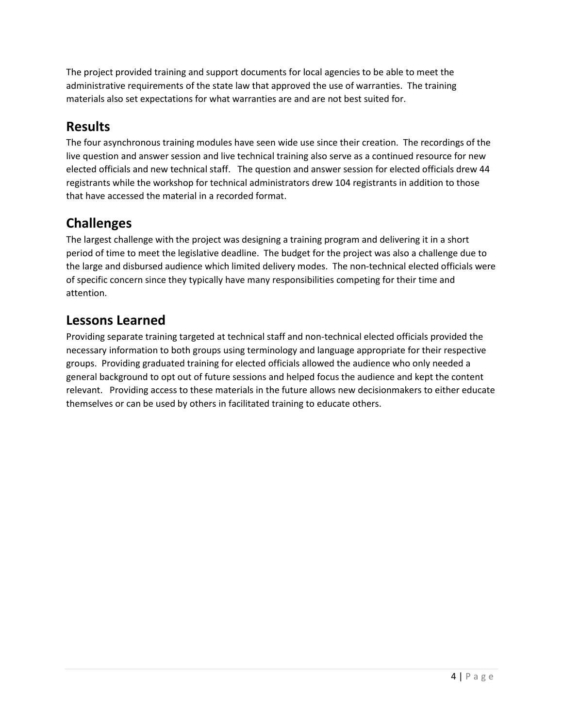The project provided training and support documents for local agencies to be able to meet the administrative requirements of the state law that approved the use of warranties. The training materials also set expectations for what warranties are and are not best suited for.

## Results

The four asynchronous training modules have seen wide use since their creation. The recordings of the live question and answer session and live technical training also serve as a continued resource for new elected officials and new technical staff. The question and answer session for elected officials drew 44 registrants while the workshop for technical administrators drew 104 registrants in addition to those that have accessed the material in a recorded format.

## Challenges

The largest challenge with the project was designing a training program and delivering it in a short period of time to meet the legislative deadline. The budget for the project was also a challenge due to the large and disbursed audience which limited delivery modes. The non-technical elected officials were of specific concern since they typically have many responsibilities competing for their time and attention.

## Lessons Learned

Providing separate training targeted at technical staff and non-technical elected officials provided the necessary information to both groups using terminology and language appropriate for their respective groups. Providing graduated training for elected officials allowed the audience who only needed a general background to opt out of future sessions and helped focus the audience and kept the content relevant. Providing access to these materials in the future allows new decisionmakers to either educate themselves or can be used by others in facilitated training to educate others.